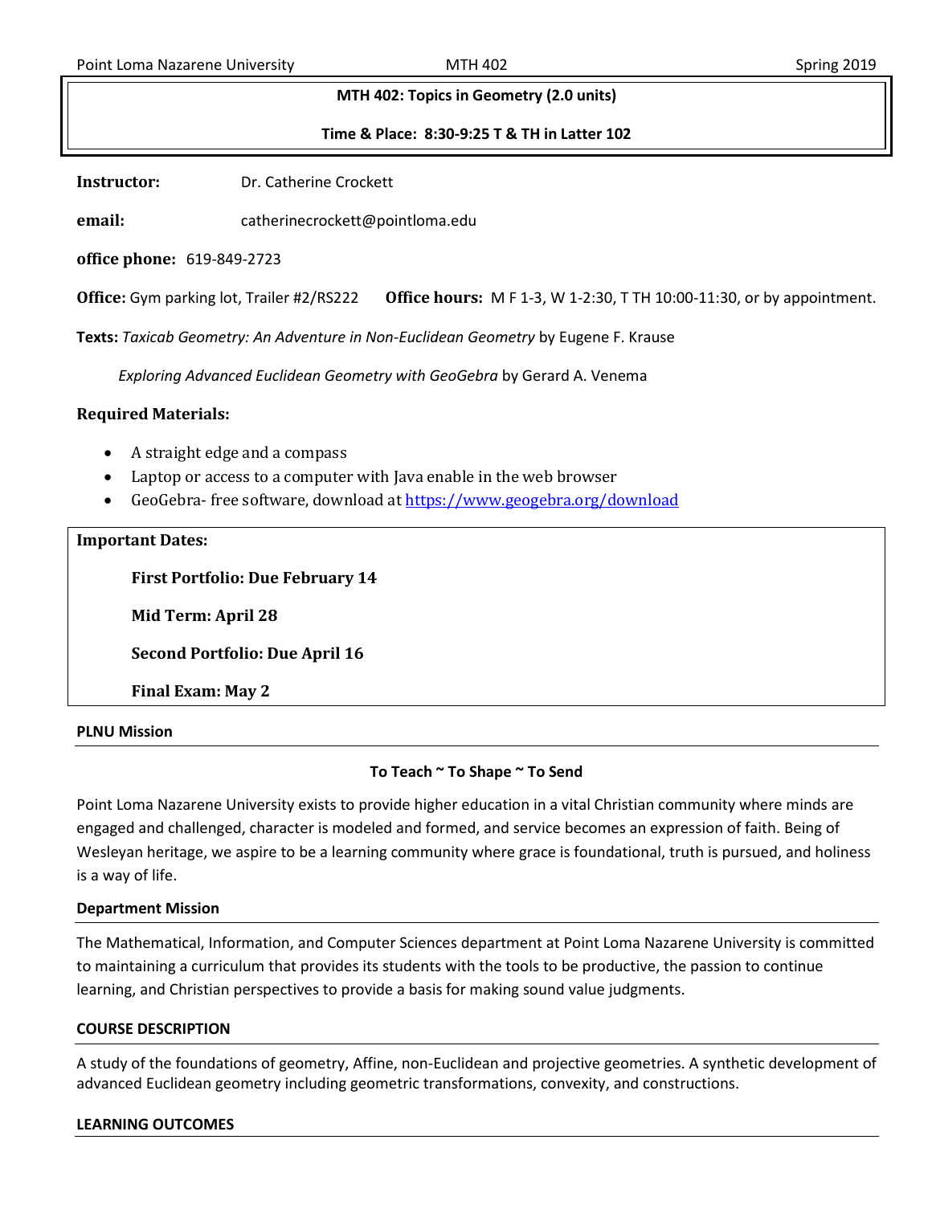**MTH 402: Topics in Geometry (2.0 units)**

**Time & Place: 8:30-9:25 T & TH in Latter 102**

**Instructor:** Dr. Catherine Crockett

**email:** catherinecrockett@pointloma.edu

**office phone:** 619-849-2723

**Office:** Gym parking lot, Trailer #2/RS222 **Office hours:** M F 1-3, W 1-2:30, T TH 10:00-11:30, or by appointment.

**Texts:** *Taxicab Geometry: An Adventure in Non-Euclidean Geometry* by Eugene F. Krause

*Exploring Advanced Euclidean Geometry with GeoGebra* by Gerard A. Venema

**Required Materials:**

- A straight edge and a compass
- Laptop or access to a computer with Java enable in the web browser
- GeoGebra- free software, download at [https://www.geogebra.org/download](https://www.geogebra.org/download)

**Important Dates:**

**First Portfolio: Due February 14**

**Mid Term: April 28**

**Second Portfolio: Due April 16**

**Final Exam: May 2**

## PLNU Mission

**To Teach ~ To Shape ~ To Send**

Point Loma Nazarene University exists to provide higher education in a vital Christian community where minds are engaged and challenged, character is modeled and formed, and service becomes an expression of faith. Being of Wesleyan heritage, we aspire to be a learning community where grace is foundational, truth is pursued, and holiness is a way of life.

## Department Mission

The Mathematical, Information, and Computer Sciences department at Point Loma Nazarene University is committed to maintaining a curriculum that provides its students with the tools to be productive, the passion to continue learning, and Christian perspectives to provide a basis for making sound value judgments.

## COURSE DESCRIPTION

A study of the foundations of geometry, Affine, non-Euclidean and projective geometries. A synthetic development of advanced Euclidean geometry including geometric transformations, convexity, and constructions.

## LEARNING OUTCOMES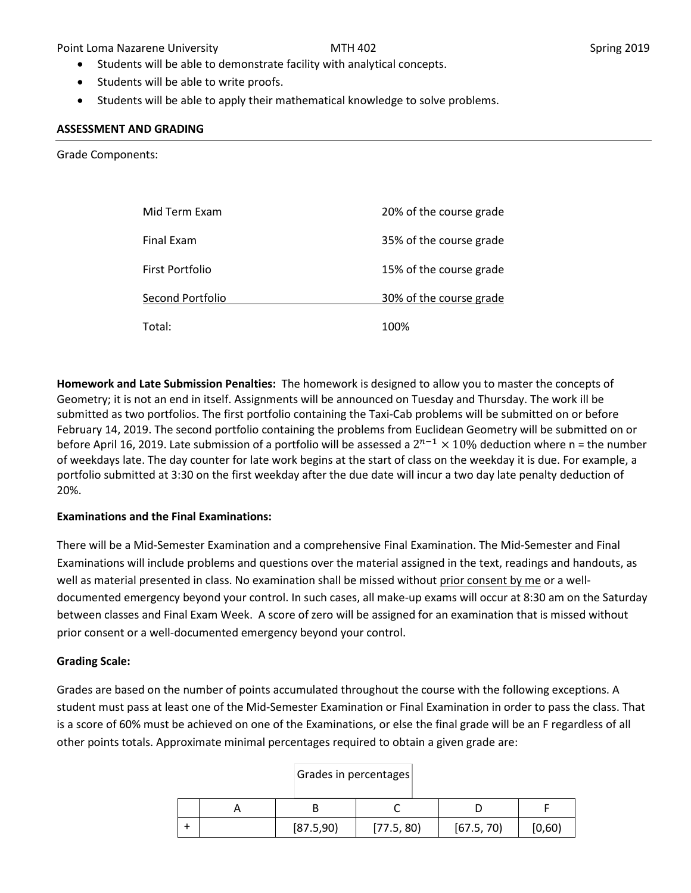- Students will be able to demonstrate facility with analytical concepts.
- Students will be able to write proofs.
- Students will be able to apply their mathematical knowledge to solve problems.

## ASSESSMENT AND GRADING

Grade Components:

| | |
|---|---|
| Mid Term Exam | 20% of the course grade |
| Final Exam | 35% of the course grade |
| First Portfolio | 15% of the course grade |
| Second Portfolio | 30% of the course grade |
| Total: | 100% |

**Homework and Late Submission Penalties:** The homework is designed to allow you to master the concepts of Geometry; it is not an end in itself. Assignments will be announced on Tuesday and Thursday. The work ill be submitted as two portfolios. The first portfolio containing the Taxi-Cab problems will be submitted on or before February 14, 2019. The second portfolio containing the problems from Euclidean Geometry will be submitted on or before April 16, 2019. Late submission of a portfolio will be assessed a $2^{n-1} \times 10\%$ deduction where n = the number of weekdays late. The day counter for late work begins at the start of class on the weekday it is due. For example, a portfolio submitted at 3:30 on the first weekday after the due date will incur a two day late penalty deduction of 20%.

**Examinations and the Final Examinations:**

There will be a Mid-Semester Examination and a comprehensive Final Examination. The Mid-Semester and Final Examinations will include problems and questions over the material assigned in the text, readings and handouts, as well as material presented in class. No examination shall be missed without prior consent by me or a well-documented emergency beyond your control. In such cases, all make-up exams will occur at 8:30 am on the Saturday between classes and Final Exam Week. A score of zero will be assigned for an examination that is missed without prior consent or a well-documented emergency beyond your control.

**Grading Scale:**

Grades are based on the number of points accumulated throughout the course with the following exceptions. A student must pass at least one of the Mid-Semester Examination or Final Examination in order to pass the class. That is a score of 60% must be achieved on one of the Examinations, or else the final grade will be an F regardless of all other points totals. Approximate minimal percentages required to obtain a given grade are:

Grades in percentages

| | A | B | C | D | F |
|---|---|---|---|---|---|
| + | | [87.5,90) | [77.5, 80) | [67.5, 70) | [0,60) |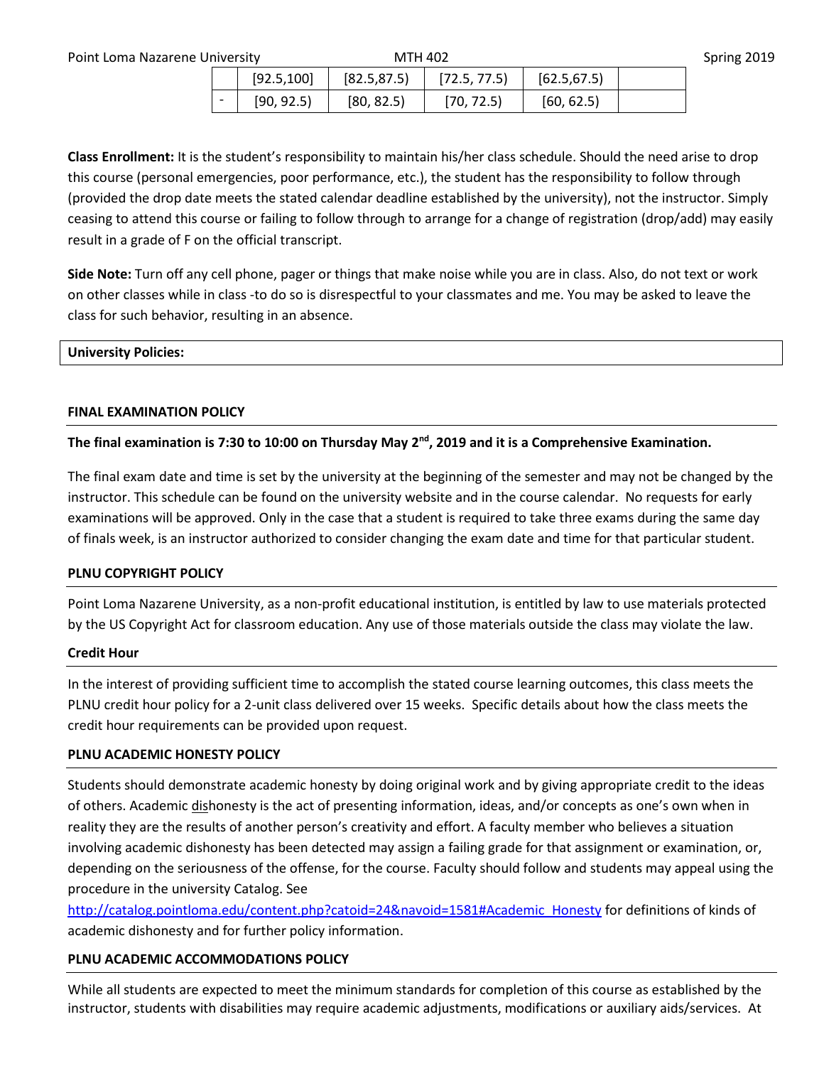| | [92.5,100] | [82.5,87.5) | [72.5, 77.5) | [62.5,67.5) | |
|---|---|---|---|---|---|
| - | [90, 92.5) | [80, 82.5) | [70, 72.5) | [60, 62.5) | |

**Class Enrollment:** It is the student's responsibility to maintain his/her class schedule. Should the need arise to drop this course (personal emergencies, poor performance, etc.), the student has the responsibility to follow through (provided the drop date meets the stated calendar deadline established by the university), not the instructor. Simply ceasing to attend this course or failing to follow through to arrange for a change of registration (drop/add) may easily result in a grade of F on the official transcript.

**Side Note:** Turn off any cell phone, pager or things that make noise while you are in class. Also, do not text or work on other classes while in class -to do so is disrespectful to your classmates and me. You may be asked to leave the class for such behavior, resulting in an absence.

**University Policies:**

**FINAL EXAMINATION POLICY**

**The final examination is 7:30 to 10:00 on Thursday May 2nd, 2019 and it is a Comprehensive Examination.**

The final exam date and time is set by the university at the beginning of the semester and may not be changed by the instructor. This schedule can be found on the university website and in the course calendar. No requests for early examinations will be approved. Only in the case that a student is required to take three exams during the same day of finals week, is an instructor authorized to consider changing the exam date and time for that particular student.

**PLNU COPYRIGHT POLICY**

Point Loma Nazarene University, as a non-profit educational institution, is entitled by law to use materials protected by the US Copyright Act for classroom education. Any use of those materials outside the class may violate the law.

**Credit Hour**

In the interest of providing sufficient time to accomplish the stated course learning outcomes, this class meets the PLNU credit hour policy for a 2-unit class delivered over 15 weeks. Specific details about how the class meets the credit hour requirements can be provided upon request.

**PLNU ACADEMIC HONESTY POLICY**

Students should demonstrate academic honesty by doing original work and by giving appropriate credit to the ideas of others. Academic dishonesty is the act of presenting information, ideas, and/or concepts as one's own when in reality they are the results of another person's creativity and effort. A faculty member who believes a situation involving academic dishonesty has been detected may assign a failing grade for that assignment or examination, or, depending on the seriousness of the offense, for the course. Faculty should follow and students may appeal using the procedure in the university Catalog. See http://catalog.pointloma.edu/content.php?catoid=24&navoid=1581#Academic_Honesty for definitions of kinds of academic dishonesty and for further policy information.

**PLNU ACADEMIC ACCOMMODATIONS POLICY**

While all students are expected to meet the minimum standards for completion of this course as established by the instructor, students with disabilities may require academic adjustments, modifications or auxiliary aids/services. At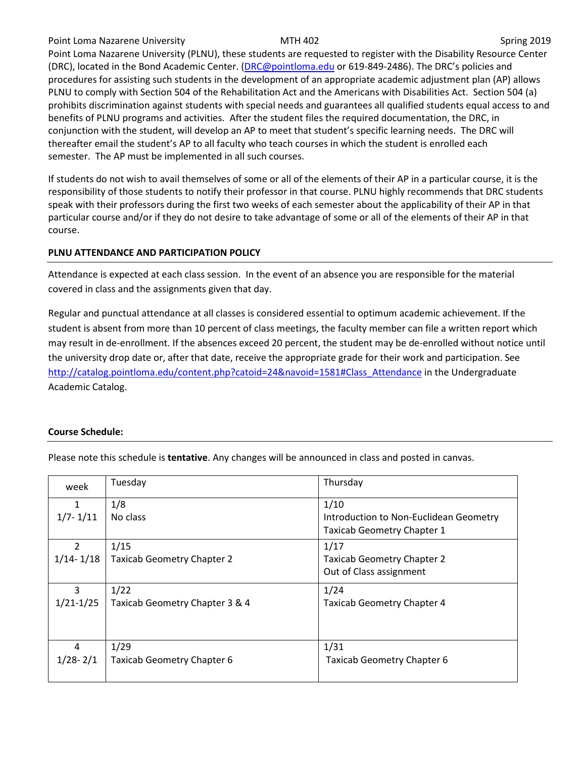Point Loma Nazarene University (PLNU), these students are requested to register with the Disability Resource Center (DRC), located in the Bond Academic Center. (DRC@pointloma.edu or 619-849-2486). The DRC's policies and procedures for assisting such students in the development of an appropriate academic adjustment plan (AP) allows PLNU to comply with Section 504 of the Rehabilitation Act and the Americans with Disabilities Act. Section 504 (a) prohibits discrimination against students with special needs and guarantees all qualified students equal access to and benefits of PLNU programs and activities. After the student files the required documentation, the DRC, in conjunction with the student, will develop an AP to meet that student's specific learning needs. The DRC will thereafter email the student's AP to all faculty who teach courses in which the student is enrolled each semester. The AP must be implemented in all such courses.

If students do not wish to avail themselves of some or all of the elements of their AP in a particular course, it is the responsibility of those students to notify their professor in that course. PLNU highly recommends that DRC students speak with their professors during the first two weeks of each semester about the applicability of their AP in that particular course and/or if they do not desire to take advantage of some or all of the elements of their AP in that course.

**PLNU ATTENDANCE AND PARTICIPATION POLICY**

Attendance is expected at each class session. In the event of an absence you are responsible for the material covered in class and the assignments given that day.

Regular and punctual attendance at all classes is considered essential to optimum academic achievement. If the student is absent from more than 10 percent of class meetings, the faculty member can file a written report which may result in de-enrollment. If the absences exceed 20 percent, the student may be de-enrolled without notice until the university drop date or, after that date, receive the appropriate grade for their work and participation. See http://catalog.pointloma.edu/content.php?catoid=24&navoid=1581#Class_Attendance in the Undergraduate Academic Catalog.

**Course Schedule:**

Please note this schedule is **tentative**. Any changes will be announced in class and posted in canvas.

| week | Tuesday | Thursday |
|---|---|---|
| 1<br>1/7- 1/11 | 1/8<br>No class | 1/10<br>Introduction to Non-Euclidean Geometry<br>Taxicab Geometry Chapter 1 |
| 2<br>1/14- 1/18 | 1/15<br>Taxicab Geometry Chapter 2 | 1/17<br>Taxicab Geometry Chapter 2<br>Out of Class assignment |
| 3<br>1/21-1/25 | 1/22<br>Taxicab Geometry Chapter 3 & 4 | 1/24<br>Taxicab Geometry Chapter 4 |
| 4<br>1/28- 2/1 | 1/29<br>Taxicab Geometry Chapter 6 | 1/31<br>Taxicab Geometry Chapter 6 |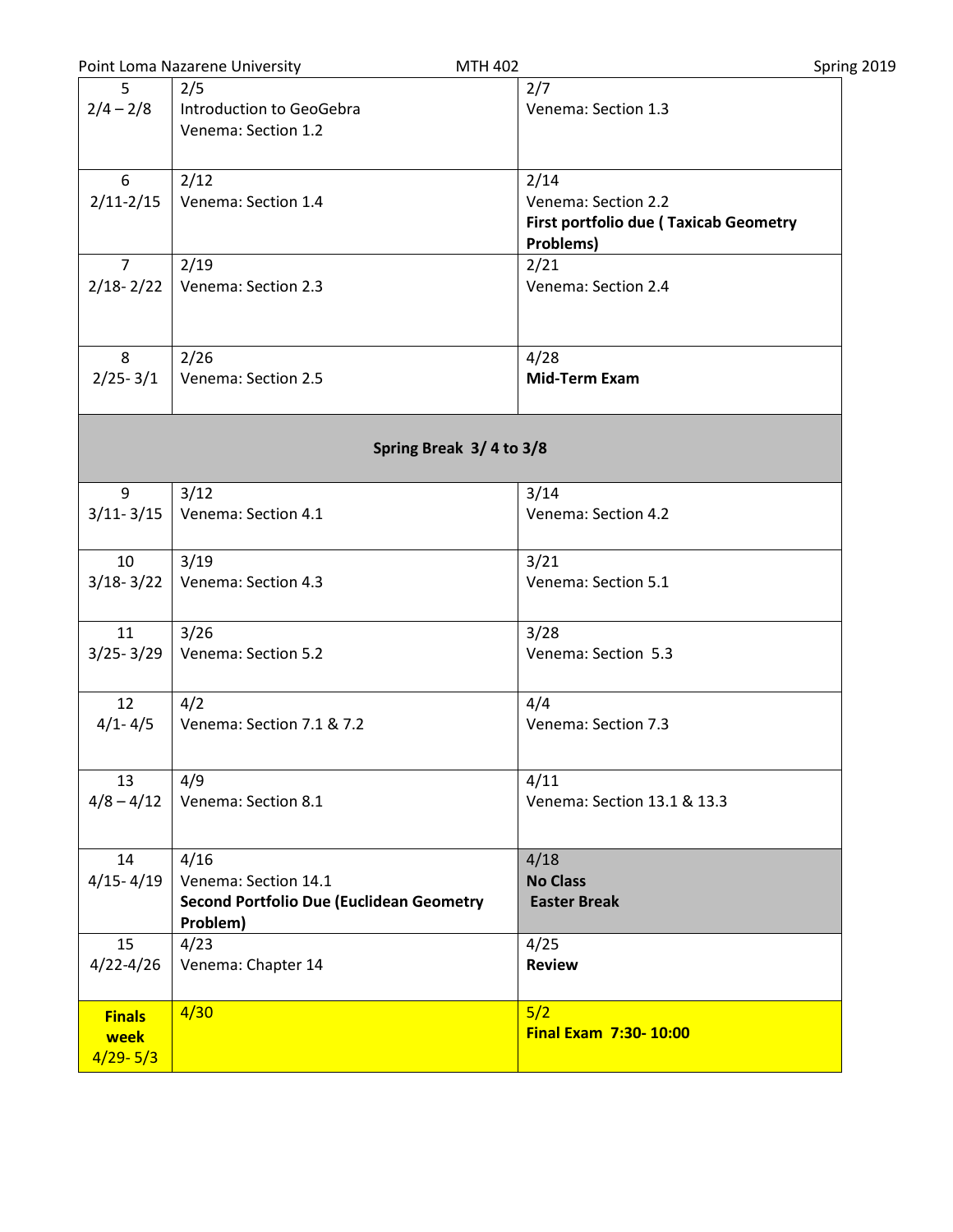| | | |
|---|---|---|
| 5<br>2/4 – 2/8 | 2/5<br>Introduction to GeoGebra<br>Venema: Section 1.2 | 2/7<br>Venema: Section 1.3 |
| 6<br>2/11-2/15 | 2/12<br>Venema: Section 1.4 | 2/14<br>Venema: Section 2.2<br>**First portfolio due ( Taxicab Geometry Problems)** |
| 7<br>2/18- 2/22 | 2/19<br>Venema: Section 2.3 | 2/21<br>Venema: Section 2.4 |
| 8<br>2/25- 3/1 | 2/26<br>Venema: Section 2.5 | 4/28<br>**Mid-Term Exam** |
| **Spring Break 3/ 4 to 3/8** | | |
| 9<br>3/11- 3/15 | 3/12<br>Venema: Section 4.1 | 3/14<br>Venema: Section 4.2 |
| 10<br>3/18- 3/22 | 3/19<br>Venema: Section 4.3 | 3/21<br>Venema: Section 5.1 |
| 11<br>3/25- 3/29 | 3/26<br>Venema: Section 5.2 | 3/28<br>Venema: Section 5.3 |
| 12<br>4/1- 4/5 | 4/2<br>Venema: Section 7.1 & 7.2 | 4/4<br>Venema: Section 7.3 |
| 13<br>4/8 – 4/12 | 4/9<br>Venema: Section 8.1 | 4/11<br>Venema: Section 13.1 & 13.3 |
| 14<br>4/15- 4/19 | 4/16<br>Venema: Section 14.1<br>**Second Portfolio Due (Euclidean Geometry Problem)** | 4/18<br>**No Class**<br>**Easter Break** |
| 15<br>4/22-4/26 | 4/23<br>Venema: Chapter 14 | 4/25<br>**Review** |
| **Finals week**<br>4/29- 5/3 | 4/30 | 5/2<br>**Final Exam 7:30- 10:00** |